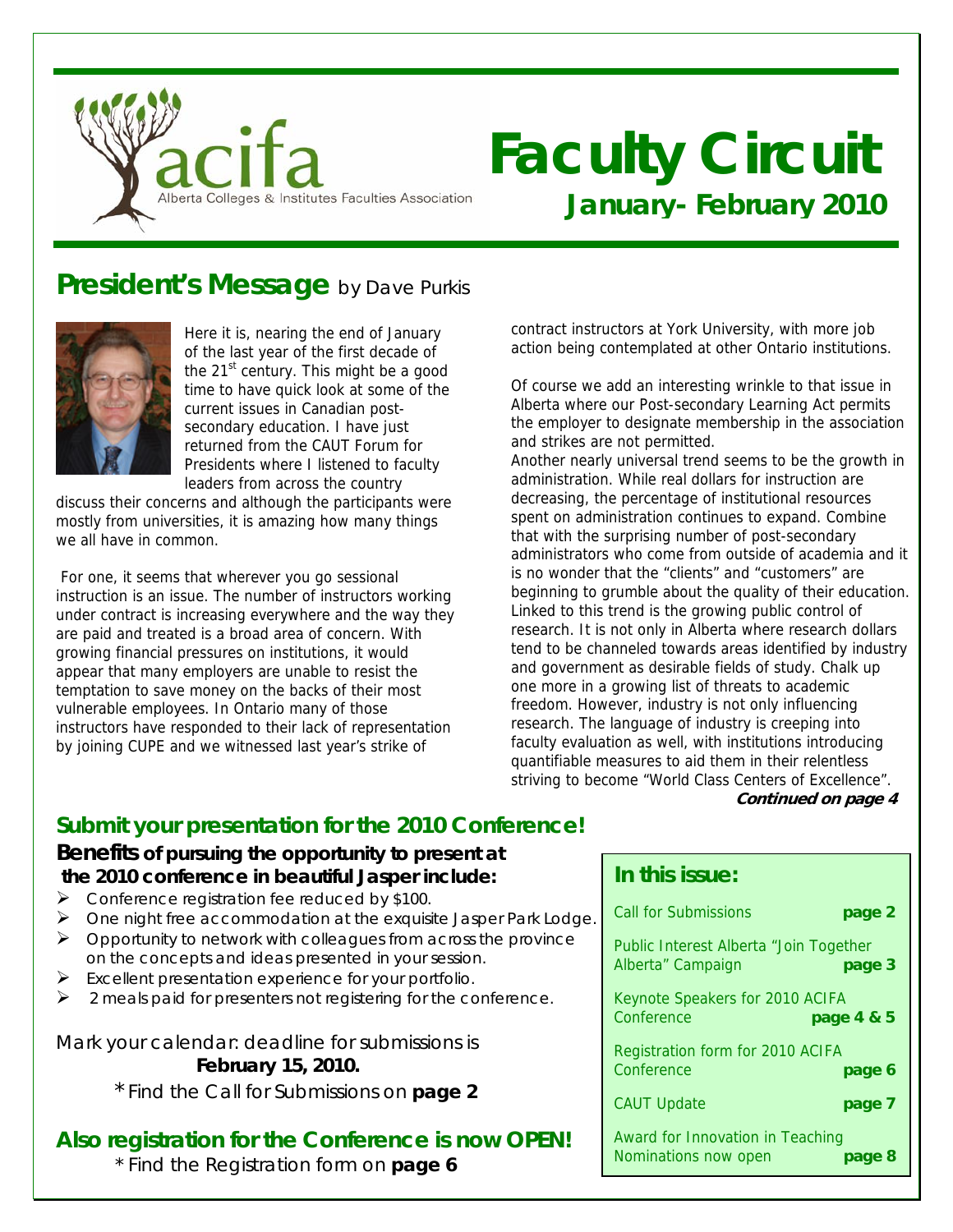acifa
Alberta Colleges & Institutes Faculties Association

# Faculty Circuit

## January- February 2010

## President's Message by Dave Purkis

Here it is, nearing the end of January of the last year of the first decade of the 21st century. This might be a good time to have quick look at some of the current issues in Canadian post-secondary education. I have just returned from the CAUT Forum for Presidents where I listened to faculty leaders from across the country discuss their concerns and although the participants were mostly from universities, it is amazing how many things we all have in common.

For one, it seems that wherever you go sessional instruction is an issue. The number of instructors working under contract is increasing everywhere and the way they are paid and treated is a broad area of concern. With growing financial pressures on institutions, it would appear that many employers are unable to resist the temptation to save money on the backs of their most vulnerable employees. In Ontario many of those instructors have responded to their lack of representation by joining CUPE and we witnessed last year's strike of contract instructors at York University, with more job action being contemplated at other Ontario institutions.

Of course we add an interesting wrinkle to that issue in Alberta where our Post-secondary Learning Act permits the employer to designate membership in the association and strikes are not permitted.

Another nearly universal trend seems to be the growth in administration. While real dollars for instruction are decreasing, the percentage of institutional resources spent on administration continues to expand. Combine that with the surprising number of post-secondary administrators who come from outside of academia and it is no wonder that the "clients" and "customers" are beginning to grumble about the quality of their education. Linked to this trend is the growing public control of research. It is not only in Alberta where research dollars tend to be channeled towards areas identified by industry and government as desirable fields of study. Chalk up one more in a growing list of threats to academic freedom. However, industry is not only influencing research. The language of industry is creeping into faculty evaluation as well, with institutions introducing quantifiable measures to aid them in their relentless striving to become "World Class Centers of Excellence".

***Continued on page 4***

## Submit your presentation for the 2010 Conference!

### Benefits of pursuing the opportunity to present at the 2010 conference in beautiful Jasper include:

- Conference registration fee reduced by $100.
- One night free accommodation at the exquisite Jasper Park Lodge.
- Opportunity to network with colleagues from across the province on the concepts and ideas presented in your session.
- Excellent presentation experience for your portfolio.
- 2 meals paid for presenters not registering for the conference.

Mark your calendar: deadline for submissions is **February 15, 2010.**

*Find the Call for Submissions on **page 2**

## Also registration for the Conference is now OPEN!

* Find the Registration form on **page 6**

### In this issue:

| | |
|---|---|
| Call for Submissions | **page 2** |
| Public Interest Alberta "Join Together Alberta" Campaign | **page 3** |
| Keynote Speakers for 2010 ACIFA Conference | **page 4 & 5** |
| Registration form for 2010 ACIFA Conference | **page 6** |
| CAUT Update | **page 7** |
| Award for Innovation in Teaching Nominations now open | **page 8** |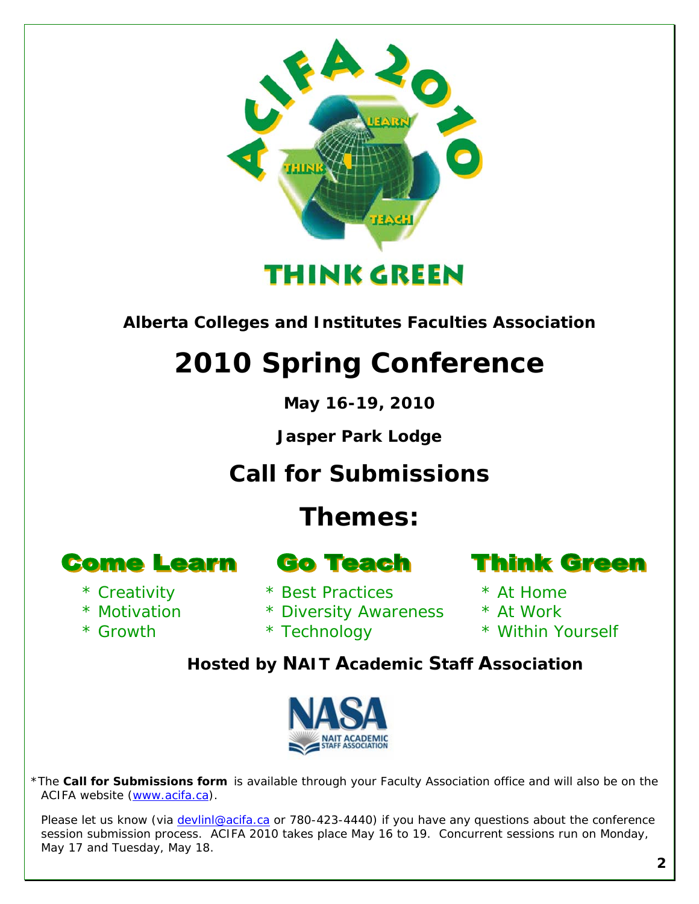ACIFA 2010

LEARN THINK TEACH

THINK GREEN

**Alberta Colleges and Institutes Faculties Association**

# 2010 Spring Conference

**May 16-19, 2010**

**Jasper Park Lodge**

## Call for Submissions

## Themes:

### Come Learn

* Creativity
* Motivation
* Growth

### Go Teach

* Best Practices
* Diversity Awareness
* Technology

### Think Green

* At Home
* At Work
* Within Yourself

**Hosted by NAIT Academic Staff Association**

NASA
NAIT ACADEMIC STAFF ASSOCIATION

*The **Call for Submissions form** is available through your Faculty Association office and will also be on the ACIFA website (www.acifa.ca).

Please let us know (via devlinl@acifa.ca or 780-423-4440) if you have any questions about the conference session submission process. ACIFA 2010 takes place May 16 to 19. Concurrent sessions run on Monday, May 17 and Tuesday, May 18.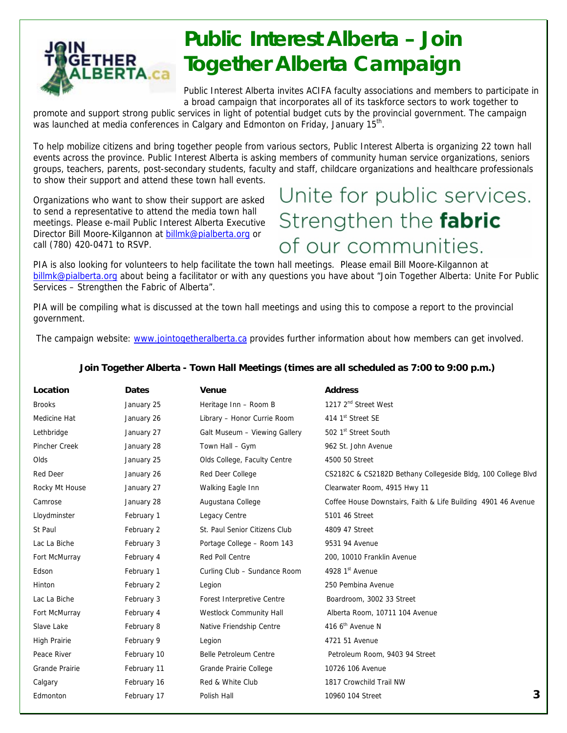# Public Interest Alberta – Join Together Alberta Campaign

Public Interest Alberta invites ACIFA faculty associations and members to participate in a broad campaign that incorporates all of its taskforce sectors to work together to promote and support strong public services in light of potential budget cuts by the provincial government. The campaign was launched at media conferences in Calgary and Edmonton on Friday, January 15th.

To help mobilize citizens and bring together people from various sectors, Public Interest Alberta is organizing 22 town hall events across the province. Public Interest Alberta is asking members of community human service organizations, seniors groups, teachers, parents, post-secondary students, faculty and staff, childcare organizations and healthcare professionals to show their support and attend these town hall events.

Organizations who want to show their support are asked to send a representative to attend the media town hall meetings. Please e-mail Public Interest Alberta Executive Director Bill Moore-Kilgannon at billmk@pialberta.org or call (780) 420-0471 to RSVP.

Unite for public services. Strengthen the **fabric** of our communities.

PIA is also looking for volunteers to help facilitate the town hall meetings. Please email Bill Moore-Kilgannon at billmk@pialberta.org about being a facilitator or with any questions you have about "Join Together Alberta: Unite For Public Services – Strengthen the Fabric of Alberta".

PIA will be compiling what is discussed at the town hall meetings and using this to compose a report to the provincial government.

The campaign website: www.jointogetheralberta.ca provides further information about how members can get involved.

**Join Together Alberta - Town Hall Meetings (times are all scheduled as 7:00 to 9:00 p.m.)**

| Location | Dates | Venue | Address |
|---|---|---|---|
| Brooks | January 25 | Heritage Inn – Room B | 1217 2nd Street West |
| Medicine Hat | January 26 | Library – Honor Currie Room | 414 1st Street SE |
| Lethbridge | January 27 | Galt Museum – Viewing Gallery | 502 1st Street South |
| Pincher Creek | January 28 | Town Hall – Gym | 962 St. John Avenue |
| Olds | January 25 | Olds College, Faculty Centre | 4500 50 Street |
| Red Deer | January 26 | Red Deer College | CS2182C & CS2182D Bethany Collegeside Bldg, 100 College Blvd |
| Rocky Mt House | January 27 | Walking Eagle Inn | Clearwater Room, 4915 Hwy 11 |
| Camrose | January 28 | Augustana College | Coffee House Downstairs, Faith & Life Building 4901 46 Avenue |
| Lloydminster | February 1 | Legacy Centre | 5101 46 Street |
| St Paul | February 2 | St. Paul Senior Citizens Club | 4809 47 Street |
| Lac La Biche | February 3 | Portage College – Room 143 | 9531 94 Avenue |
| Fort McMurray | February 4 | Red Poll Centre | 200, 10010 Franklin Avenue |
| Edson | February 1 | Curling Club – Sundance Room | 4928 1st Avenue |
| Hinton | February 2 | Legion | 250 Pembina Avenue |
| Lac La Biche | February 3 | Forest Interpretive Centre | Boardroom, 3002 33 Street |
| Fort McMurray | February 4 | Westlock Community Hall | Alberta Room, 10711 104 Avenue |
| Slave Lake | February 8 | Native Friendship Centre | 416 6th Avenue N |
| High Prairie | February 9 | Legion | 4721 51 Avenue |
| Peace River | February 10 | Belle Petroleum Centre | Petroleum Room, 9403 94 Street |
| Grande Prairie | February 11 | Grande Prairie College | 10726 106 Avenue |
| Calgary | February 16 | Red & White Club | 1817 Crowchild Trail NW |
| Edmonton | February 17 | Polish Hall | 10960 104 Street |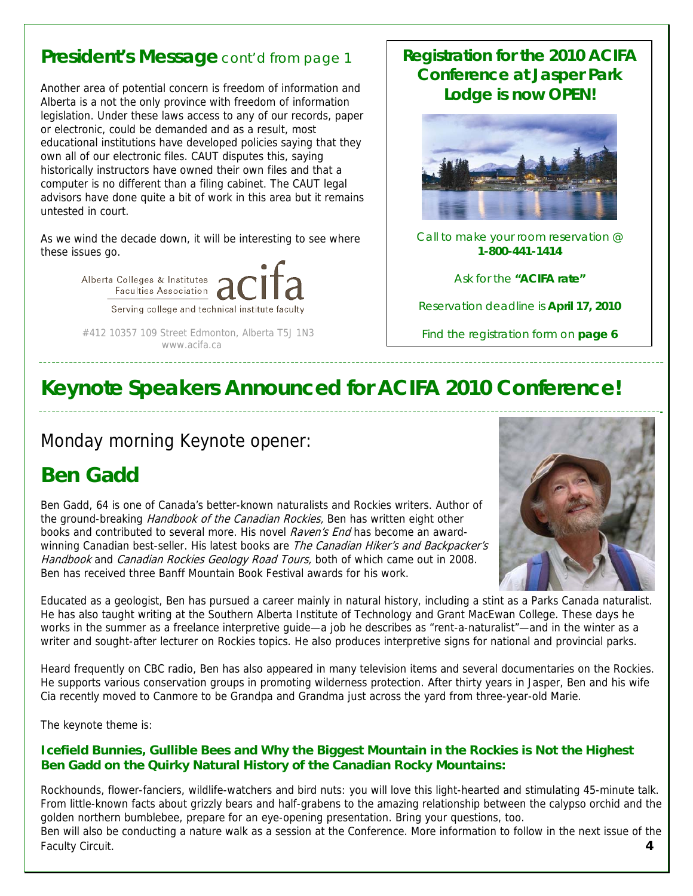## President's Message cont'd from page 1

Another area of potential concern is freedom of information and Alberta is a not the only province with freedom of information legislation. Under these laws access to any of our records, paper or electronic, could be demanded and as a result, most educational institutions have developed policies saying that they own all of our electronic files. CAUT disputes this, saying historically instructors have owned their own files and that a computer is no different than a filing cabinet. The CAUT legal advisors have done quite a bit of work in this area but it remains untested in court.

As we wind the decade down, it will be interesting to see where these issues go.

Alberta Colleges & Institutes Faculties Association acifa

Serving college and technical institute faculty

#412 10357 109 Street Edmonton, Alberta T5J 1N3
www.acifa.ca

## Registration for the 2010 ACIFA Conference at Jasper Park Lodge is now OPEN!

Call to make your room reservation @ **1-800-441-1414**

Ask for the **"ACIFA rate"**

Reservation deadline is **April 17, 2010**

Find the registration form on **page 6**

# Keynote Speakers Announced for ACIFA 2010 Conference!

Monday morning Keynote opener:

## Ben Gadd

Ben Gadd, 64 is one of Canada's better-known naturalists and Rockies writers. Author of the ground-breaking *Handbook of the Canadian Rockies,* Ben has written eight other books and contributed to several more. His novel *Raven's End* has become an award-winning Canadian best-seller. His latest books are *The Canadian Hiker's and Backpacker's Handbook* and *Canadian Rockies Geology Road Tours,* both of which came out in 2008. Ben has received three Banff Mountain Book Festival awards for his work.

Educated as a geologist, Ben has pursued a career mainly in natural history, including a stint as a Parks Canada naturalist. He has also taught writing at the Southern Alberta Institute of Technology and Grant MacEwan College. These days he works in the summer as a freelance interpretive guide—a job he describes as "rent-a-naturalist"—and in the winter as a writer and sought-after lecturer on Rockies topics. He also produces interpretive signs for national and provincial parks.

Heard frequently on CBC radio, Ben has also appeared in many television items and several documentaries on the Rockies. He supports various conservation groups in promoting wilderness protection. After thirty years in Jasper, Ben and his wife Cia recently moved to Canmore to be Grandpa and Grandma just across the yard from three-year-old Marie.

The keynote theme is:

**Icefield Bunnies, Gullible Bees and Why the Biggest Mountain in the Rockies is Not the Highest**
**Ben Gadd on the Quirky Natural History of the Canadian Rocky Mountains:**

Rockhounds, flower-fanciers, wildlife-watchers and bird nuts: you will love this light-hearted and stimulating 45-minute talk. From little-known facts about grizzly bears and half-grabens to the amazing relationship between the calypso orchid and the golden northern bumblebee, prepare for an eye-opening presentation. Bring your questions, too.
Ben will also be conducting a nature walk as a session at the Conference. More information to follow in the next issue of the Faculty Circuit.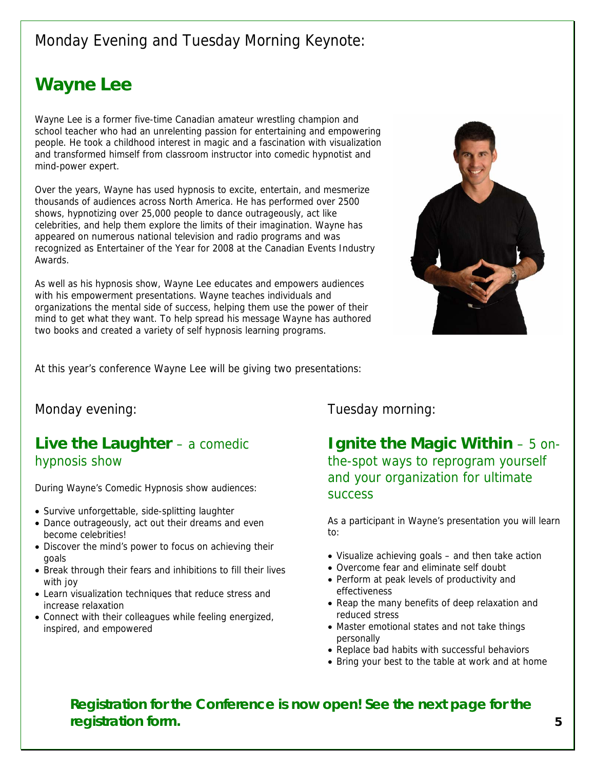Monday Evening and Tuesday Morning Keynote:

# Wayne Lee

Wayne Lee is a former five-time Canadian amateur wrestling champion and school teacher who had an unrelenting passion for entertaining and empowering people. He took a childhood interest in magic and a fascination with visualization and transformed himself from classroom instructor into comedic hypnotist and mind-power expert.

Over the years, Wayne has used hypnosis to excite, entertain, and mesmerize thousands of audiences across North America. He has performed over 2500 shows, hypnotizing over 25,000 people to dance outrageously, act like celebrities, and help them explore the limits of their imagination. Wayne has appeared on numerous national television and radio programs and was recognized as Entertainer of the Year for 2008 at the Canadian Events Industry Awards.

As well as his hypnosis show, Wayne Lee educates and empowers audiences with his empowerment presentations. Wayne teaches individuals and organizations the mental side of success, helping them use the power of their mind to get what they want. To help spread his message Wayne has authored two books and created a variety of self hypnosis learning programs.

At this year's conference Wayne Lee will be giving two presentations:

Monday evening:

## **Live the Laughter** – a comedic hypnosis show

During Wayne's Comedic Hypnosis show audiences:

- Survive unforgettable, side-splitting laughter
- Dance outrageously, act out their dreams and even become celebrities!
- Discover the mind's power to focus on achieving their goals
- Break through their fears and inhibitions to fill their lives with joy
- Learn visualization techniques that reduce stress and increase relaxation
- Connect with their colleagues while feeling energized, inspired, and empowered

Tuesday morning:

## **Ignite the Magic Within** – 5 on-the-spot ways to reprogram yourself and your organization for ultimate success

As a participant in Wayne's presentation you will learn to:

- Visualize achieving goals – and then take action
- Overcome fear and eliminate self doubt
- Perform at peak levels of productivity and effectiveness
- Reap the many benefits of deep relaxation and reduced stress
- Master emotional states and not take things personally
- Replace bad habits with successful behaviors
- Bring your best to the table at work and at home

***Registration for the Conference is now open! See the next page for the registration form.***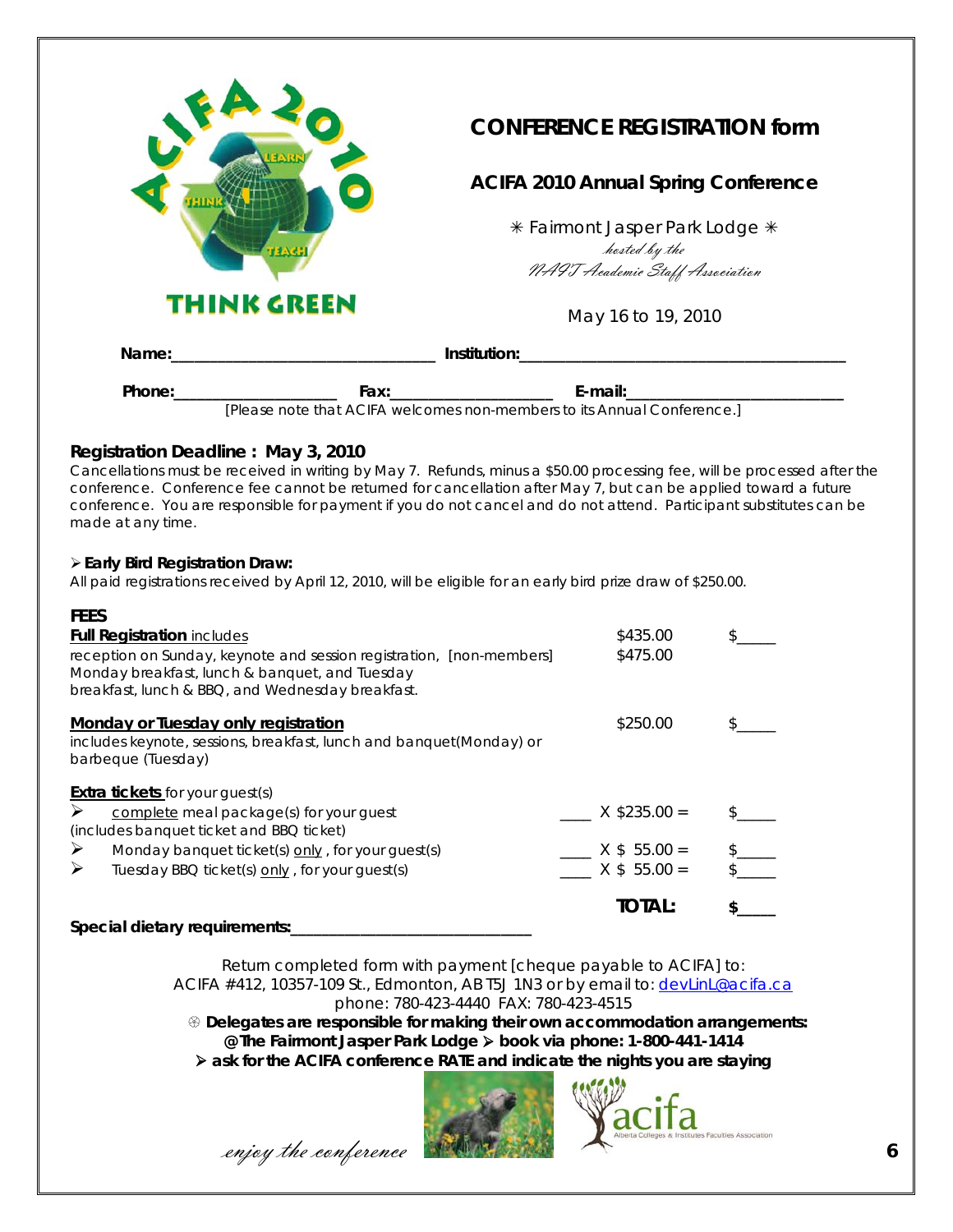# CONFERENCE REGISTRATION form

## ACIFA 2010 Annual Spring Conference

✳ Fairmont Jasper Park Lodge ✳
*hosted by the*
*NAIT Academic Staff Association*

May 16 to 19, 2010

**Name:**_______________________________ **Institution:**______________________________________

**Phone:**___________________ **Fax:**___________________ **E-mail:**_________________________

[Please note that ACIFA welcomes non-members to its Annual Conference.]

**Registration Deadline : May 3, 2010**

Cancellations must be received in writing by May 7. Refunds, minus a $50.00 processing fee, will be processed after the conference. Conference fee cannot be returned for cancellation after May 7, but can be applied toward a future conference. You are responsible for payment if you do not cancel and do not attend. Participant substitutes can be made at any time.

➢ ***Early Bird Registration Draw:***

*All paid registrations received by April 12, 2010, will be eligible for an early bird prize draw of $250.00.*

**FEES**

| | | |
|---|---|---|
| **Full Registration** includes<br>reception on Sunday, keynote and session registration, [non-members]<br>Monday breakfast, lunch & banquet, and Tuesday<br>breakfast, lunch & BBQ, and Wednesday breakfast. | $435.00<br>$475.00 | $_____ |
| **Monday or Tuesday only registration**<br>includes keynote, sessions, breakfast, lunch and banquet(Monday) or barbeque (Tuesday) | $250.00 | $_____ |
| **Extra tickets** for your guest(s) | | |
| ➢ complete meal package(s) for your guest<br>(includes banquet ticket and BBQ ticket) | ____ X $235.00 = | $_____ |
| ➢ Monday banquet ticket(s) only , for your guest(s) | ____ X $ 55.00 = | $_____ |
| ➢ Tuesday BBQ ticket(s) only , for your guest(s) | ____ X $ 55.00 = | $_____ |
| | **TOTAL:** | **$_____** |

**Special dietary requirements:**_____________________________

Return completed form with payment [cheque payable to ACIFA] to:
ACIFA #412, 10357-109 St., Edmonton, AB T5J 1N3 or by email to: devLinL@acifa.ca
phone: 780-423-4440 FAX: 780-423-4515

**Delegates are responsible for making their own accommodation arrangements:**
**@ The Fairmont Jasper Park Lodge ➢ book via phone: 1-800-441-1414**
**➢ ask for the ACIFA conference RATE and indicate the nights you are staying**

*enjoy the conference*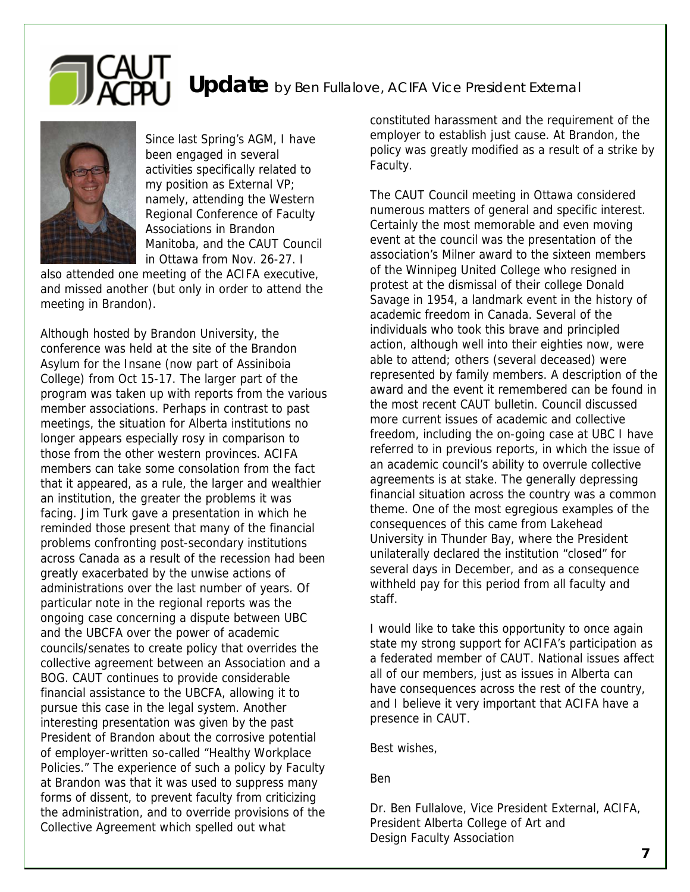# CAUT ACPPU Update by Ben Fullalove, ACIFA Vice President External

Since last Spring's AGM, I have been engaged in several activities specifically related to my position as External VP; namely, attending the Western Regional Conference of Faculty Associations in Brandon Manitoba, and the CAUT Council in Ottawa from Nov. 26-27. I also attended one meeting of the ACIFA executive, and missed another (but only in order to attend the meeting in Brandon).

Although hosted by Brandon University, the conference was held at the site of the Brandon Asylum for the Insane (now part of Assiniboia College) from Oct 15-17. The larger part of the program was taken up with reports from the various member associations. Perhaps in contrast to past meetings, the situation for Alberta institutions no longer appears especially rosy in comparison to those from the other western provinces. ACIFA members can take some consolation from the fact that it appeared, as a rule, the larger and wealthier an institution, the greater the problems it was facing. Jim Turk gave a presentation in which he reminded those present that many of the financial problems confronting post-secondary institutions across Canada as a result of the recession had been greatly exacerbated by the unwise actions of administrations over the last number of years. Of particular note in the regional reports was the ongoing case concerning a dispute between UBC and the UBCFA over the power of academic councils/senates to create policy that overrides the collective agreement between an Association and a BOG. CAUT continues to provide considerable financial assistance to the UBCFA, allowing it to pursue this case in the legal system. Another interesting presentation was given by the past President of Brandon about the corrosive potential of employer-written so-called "Healthy Workplace Policies." The experience of such a policy by Faculty at Brandon was that it was used to suppress many forms of dissent, to prevent faculty from criticizing the administration, and to override provisions of the Collective Agreement which spelled out what constituted harassment and the requirement of the employer to establish just cause. At Brandon, the policy was greatly modified as a result of a strike by Faculty.

The CAUT Council meeting in Ottawa considered numerous matters of general and specific interest. Certainly the most memorable and even moving event at the council was the presentation of the association's Milner award to the sixteen members of the Winnipeg United College who resigned in protest at the dismissal of their college Donald Savage in 1954, a landmark event in the history of academic freedom in Canada. Several of the individuals who took this brave and principled action, although well into their eighties now, were able to attend; others (several deceased) were represented by family members. A description of the award and the event it remembered can be found in the most recent CAUT bulletin. Council discussed more current issues of academic and collective freedom, including the on-going case at UBC I have referred to in previous reports, in which the issue of an academic council's ability to overrule collective agreements is at stake. The generally depressing financial situation across the country was a common theme. One of the most egregious examples of the consequences of this came from Lakehead University in Thunder Bay, where the President unilaterally declared the institution "closed" for several days in December, and as a consequence withheld pay for this period from all faculty and staff.

I would like to take this opportunity to once again state my strong support for ACIFA's participation as a federated member of CAUT. National issues affect all of our members, just as issues in Alberta can have consequences across the rest of the country, and I believe it very important that ACIFA have a presence in CAUT.

Best wishes,

Ben

Dr. Ben Fullalove, Vice President External, ACIFA,
President Alberta College of Art and Design Faculty Association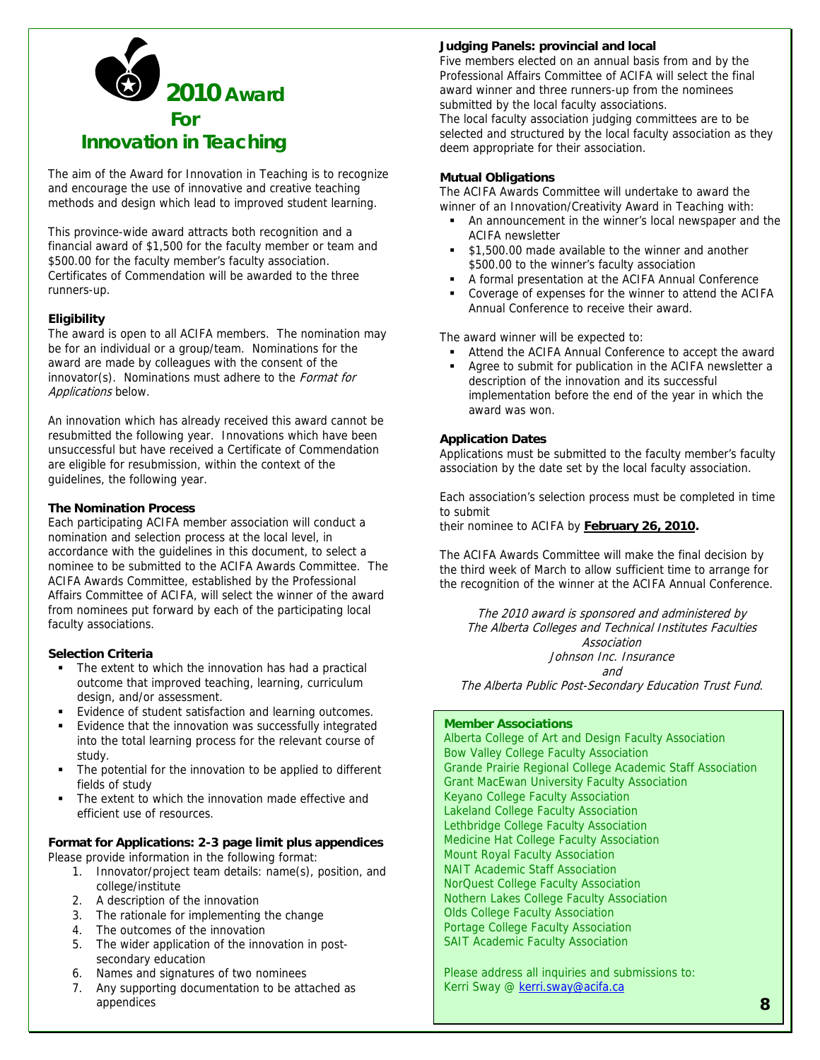# 2010 Award For Innovation in Teaching

The aim of the Award for Innovation in Teaching is to recognize and encourage the use of innovative and creative teaching methods and design which lead to improved student learning.

This province-wide award attracts both recognition and a financial award of $1,500 for the faculty member or team and $500.00 for the faculty member's faculty association. Certificates of Commendation will be awarded to the three runners-up.

**Eligibility**

The award is open to all ACIFA members. The nomination may be for an individual or a group/team. Nominations for the award are made by colleagues with the consent of the innovator(s). Nominations must adhere to the *Format for Applications* below.

An innovation which has already received this award cannot be resubmitted the following year. Innovations which have been unsuccessful but have received a Certificate of Commendation are eligible for resubmission, within the context of the guidelines, the following year.

**The Nomination Process**

Each participating ACIFA member association will conduct a nomination and selection process at the local level, in accordance with the guidelines in this document, to select a nominee to be submitted to the ACIFA Awards Committee. The ACIFA Awards Committee, established by the Professional Affairs Committee of ACIFA, will select the winner of the award from nominees put forward by each of the participating local faculty associations.

**Selection Criteria**

- The extent to which the innovation has had a practical outcome that improved teaching, learning, curriculum design, and/or assessment.
- Evidence of student satisfaction and learning outcomes.
- Evidence that the innovation was successfully integrated into the total learning process for the relevant course of study.
- The potential for the innovation to be applied to different fields of study
- The extent to which the innovation made effective and efficient use of resources.

**Format for Applications: 2-3 page limit plus appendices**

Please provide information in the following format:

1. Innovator/project team details: name(s), position, and college/institute
2. A description of the innovation
3. The rationale for implementing the change
4. The outcomes of the innovation
5. The wider application of the innovation in post-secondary education
6. Names and signatures of two nominees
7. Any supporting documentation to be attached as appendices

**Judging Panels: provincial and local**

Five members elected on an annual basis from and by the Professional Affairs Committee of ACIFA will select the final award winner and three runners-up from the nominees submitted by the local faculty associations.
The local faculty association judging committees are to be selected and structured by the local faculty association as they deem appropriate for their association.

**Mutual Obligations**

The ACIFA Awards Committee will undertake to award the winner of an Innovation/Creativity Award in Teaching with:

- An announcement in the winner's local newspaper and the ACIFA newsletter
- $1,500.00 made available to the winner and another $500.00 to the winner's faculty association
- A formal presentation at the ACIFA Annual Conference
- Coverage of expenses for the winner to attend the ACIFA Annual Conference to receive their award.

The award winner will be expected to:

- Attend the ACIFA Annual Conference to accept the award
- Agree to submit for publication in the ACIFA newsletter a description of the innovation and its successful implementation before the end of the year in which the award was won.

**Application Dates**

Applications must be submitted to the faculty member's faculty association by the date set by the local faculty association.

Each association's selection process must be completed in time to submit
their nominee to ACIFA by **February 26, 2010.**

The ACIFA Awards Committee will make the final decision by the third week of March to allow sufficient time to arrange for the recognition of the winner at the ACIFA Annual Conference.

*The 2010 award is sponsored and administered by*
*The Alberta Colleges and Technical Institutes Faculties Association*
*Johnson Inc. Insurance*
*and*
*The Alberta Public Post-Secondary Education Trust Fund.*

**Member Associations**

Alberta College of Art and Design Faculty Association
Bow Valley College Faculty Association
Grande Prairie Regional College Academic Staff Association
Grant MacEwan University Faculty Association
Keyano College Faculty Association
Lakeland College Faculty Association
Lethbridge College Faculty Association
Medicine Hat College Faculty Association
Mount Royal Faculty Association
NAIT Academic Staff Association
NorQuest College Faculty Association
Nothern Lakes College Faculty Association
Olds College Faculty Association
Portage College Faculty Association
SAIT Academic Faculty Association

Please address all inquiries and submissions to:
Kerri Sway @ kerri.sway@acifa.ca